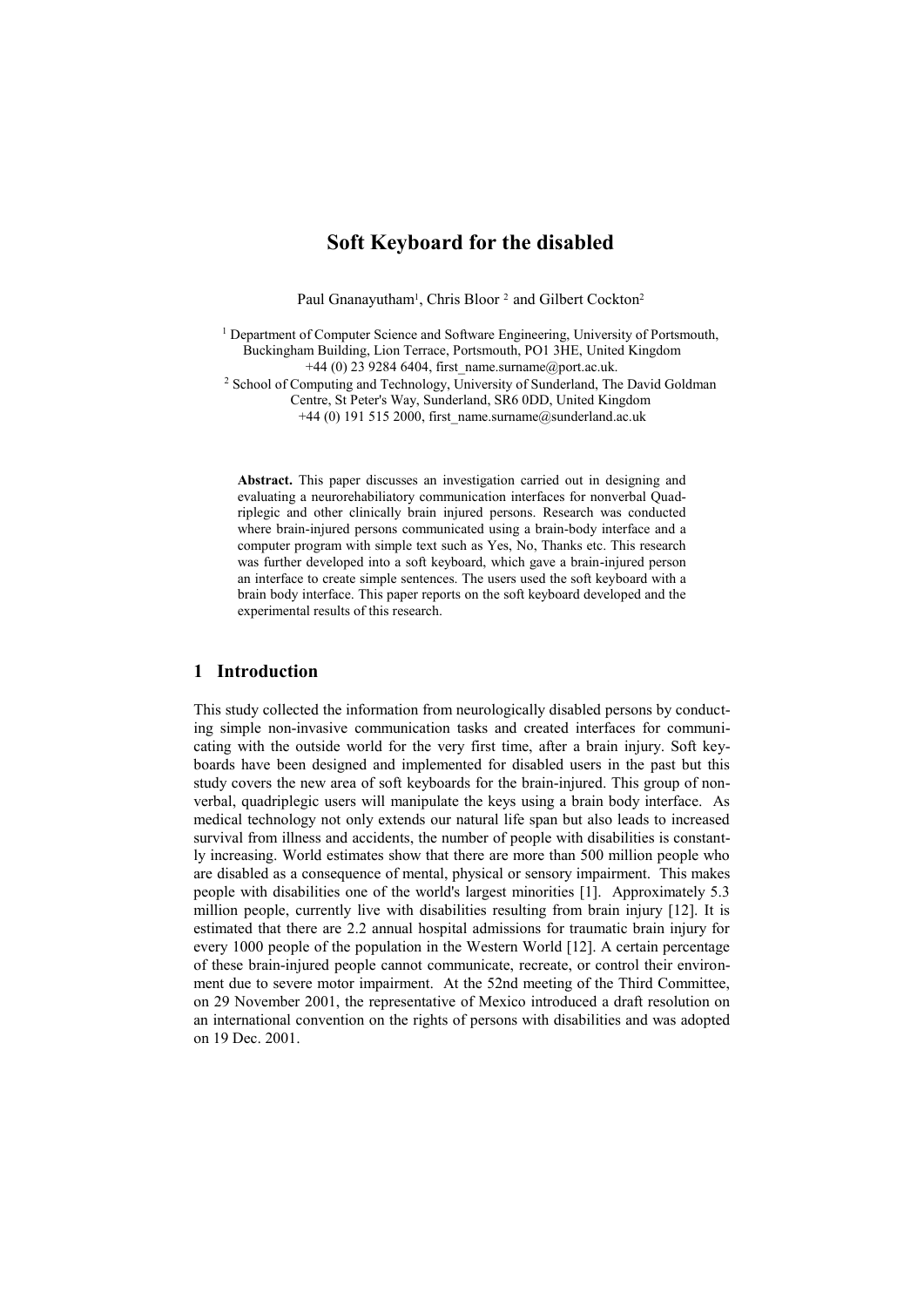# Soft Keyboard for the disabled

Paul Gnanayutham[1], Chris Bloor [2] and Gilbert Cockton[2]

[1] Department of Computer Science and Software Engineering, University of Portsmouth, Buckingham Building, Lion Terrace, Portsmouth, PO1 3HE, United Kingdom
+44 (0) 23 9284 6404, first_name.surname@port.ac.uk.

[2] School of Computing and Technology, University of Sunderland, The David Goldman Centre, St Peter's Way, Sunderland, SR6 0DD, United Kingdom
+44 (0) 191 515 2000, first_name.surname@sunderland.ac.uk

**Abstract.** This paper discusses an investigation carried out in designing and evaluating a neurorehabiliatory communication interfaces for nonverbal Quadriplegic and other clinically brain injured persons. Research was conducted where brain-injured persons communicated using a brain-body interface and a computer program with simple text such as Yes, No, Thanks etc. This research was further developed into a soft keyboard, which gave a brain-injured person an interface to create simple sentences. The users used the soft keyboard with a brain body interface. This paper reports on the soft keyboard developed and the experimental results of this research.

## 1 Introduction

This study collected the information from neurologically disabled persons by conducting simple non-invasive communication tasks and created interfaces for communicating with the outside world for the very first time, after a brain injury. Soft keyboards have been designed and implemented for disabled users in the past but this study covers the new area of soft keyboards for the brain-injured. This group of nonverbal, quadriplegic users will manipulate the keys using a brain body interface. As medical technology not only extends our natural life span but also leads to increased survival from illness and accidents, the number of people with disabilities is constantly increasing. World estimates show that there are more than 500 million people who are disabled as a consequence of mental, physical or sensory impairment. This makes people with disabilities one of the world's largest minorities [1]. Approximately 5.3 million people, currently live with disabilities resulting from brain injury [12]. It is estimated that there are 2.2 annual hospital admissions for traumatic brain injury for every 1000 people of the population in the Western World [12]. A certain percentage of these brain-injured people cannot communicate, recreate, or control their environment due to severe motor impairment. At the 52nd meeting of the Third Committee, on 29 November 2001, the representative of Mexico introduced a draft resolution on an international convention on the rights of persons with disabilities and was adopted on 19 Dec. 2001.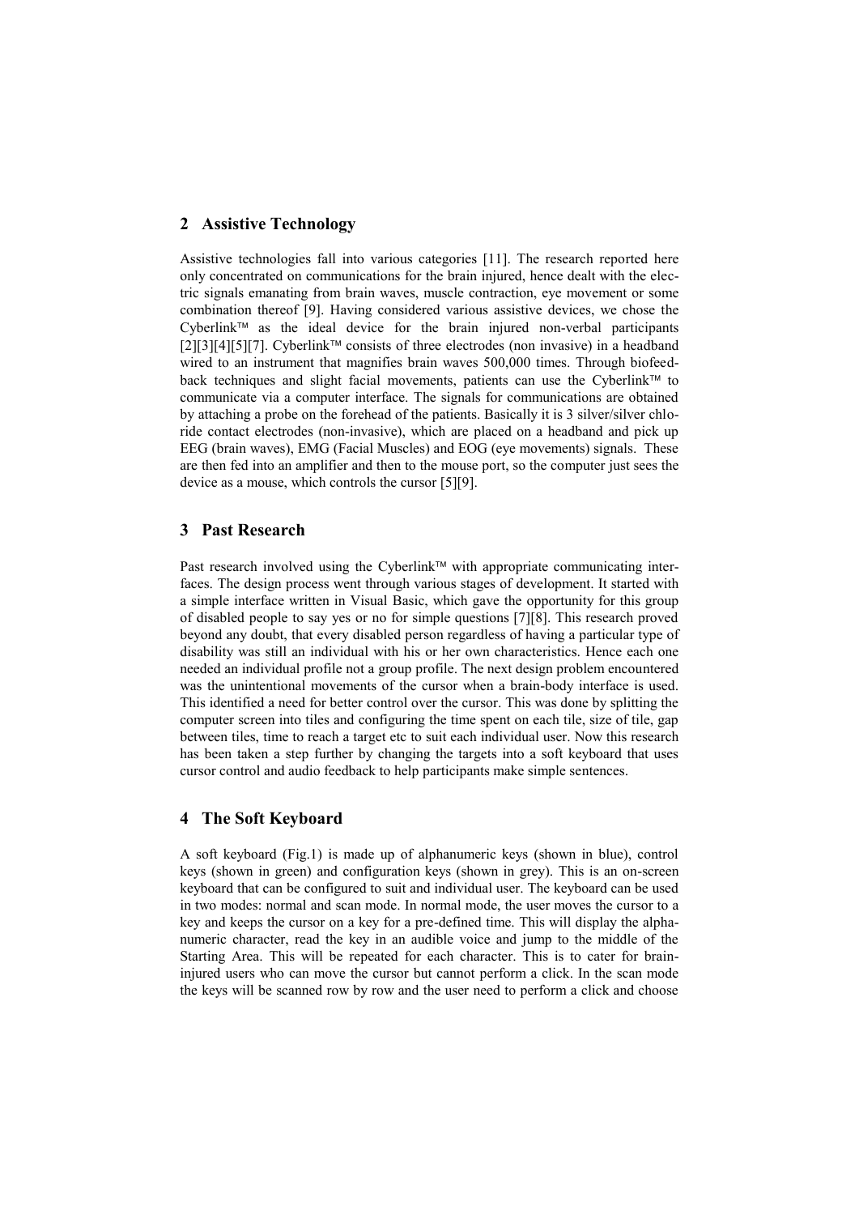## 2 Assistive Technology

Assistive technologies fall into various categories [11]. The research reported here only concentrated on communications for the brain injured, hence dealt with the electric signals emanating from brain waves, muscle contraction, eye movement or some combination thereof [9]. Having considered various assistive devices, we chose the Cyberlink™ as the ideal device for the brain injured non-verbal participants [2][3][4][5][7]. Cyberlink™ consists of three electrodes (non invasive) in a headband wired to an instrument that magnifies brain waves 500,000 times. Through biofeedback techniques and slight facial movements, patients can use the Cyberlink™ to communicate via a computer interface. The signals for communications are obtained by attaching a probe on the forehead of the patients. Basically it is 3 silver/silver chloride contact electrodes (non-invasive), which are placed on a headband and pick up EEG (brain waves), EMG (Facial Muscles) and EOG (eye movements) signals. These are then fed into an amplifier and then to the mouse port, so the computer just sees the device as a mouse, which controls the cursor [5][9].

## 3 Past Research

Past research involved using the Cyberlink™ with appropriate communicating interfaces. The design process went through various stages of development. It started with a simple interface written in Visual Basic, which gave the opportunity for this group of disabled people to say yes or no for simple questions [7][8]. This research proved beyond any doubt, that every disabled person regardless of having a particular type of disability was still an individual with his or her own characteristics. Hence each one needed an individual profile not a group profile. The next design problem encountered was the unintentional movements of the cursor when a brain-body interface is used. This identified a need for better control over the cursor. This was done by splitting the computer screen into tiles and configuring the time spent on each tile, size of tile, gap between tiles, time to reach a target etc to suit each individual user. Now this research has been taken a step further by changing the targets into a soft keyboard that uses cursor control and audio feedback to help participants make simple sentences.

## 4 The Soft Keyboard

A soft keyboard (Fig.1) is made up of alphanumeric keys (shown in blue), control keys (shown in green) and configuration keys (shown in grey). This is an on-screen keyboard that can be configured to suit and individual user. The keyboard can be used in two modes: normal and scan mode. In normal mode, the user moves the cursor to a key and keeps the cursor on a key for a pre-defined time. This will display the alphanumeric character, read the key in an audible voice and jump to the middle of the Starting Area. This will be repeated for each character. This is to cater for brain-injured users who can move the cursor but cannot perform a click. In the scan mode the keys will be scanned row by row and the user need to perform a click and choose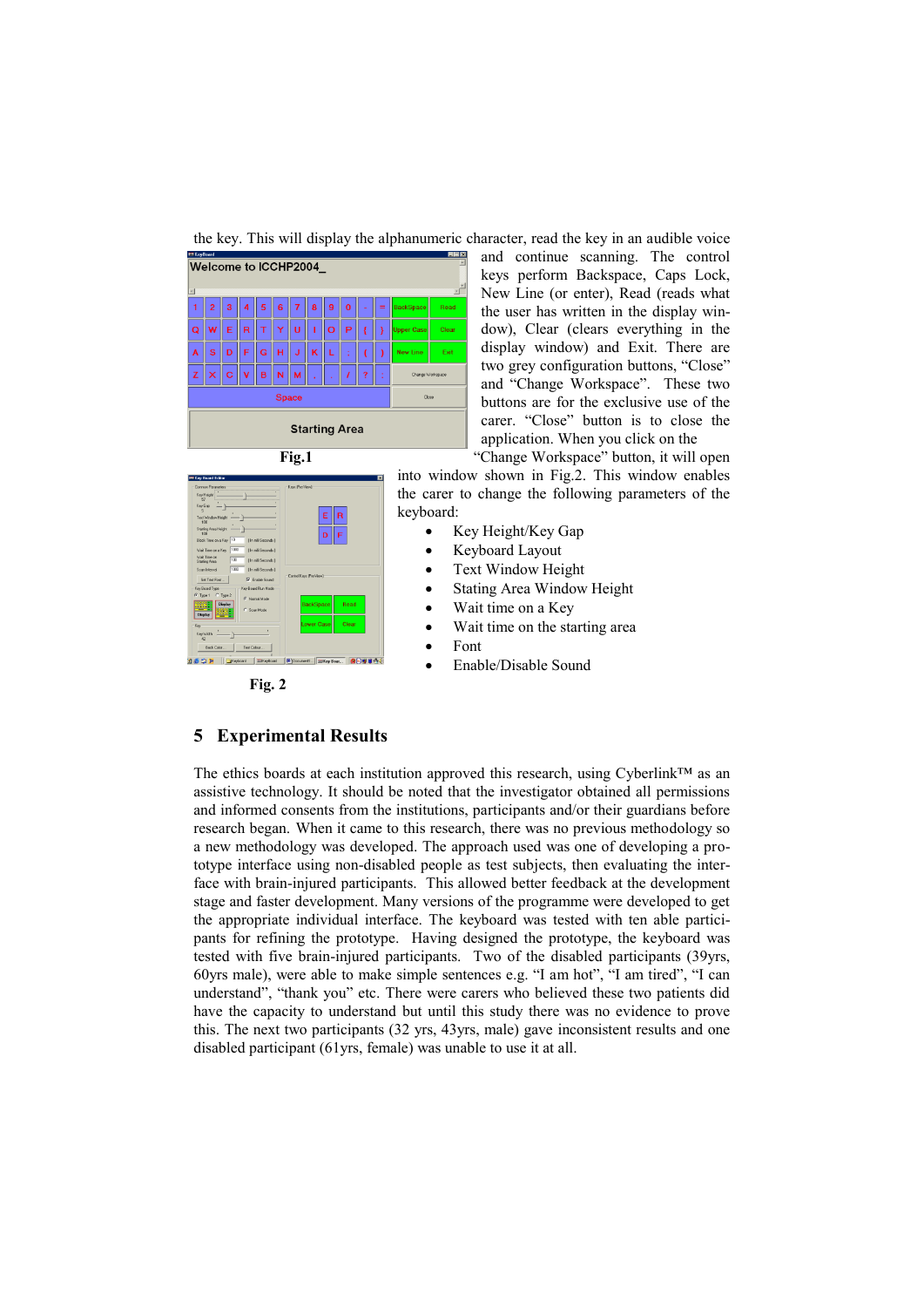the key. This will display the alphanumeric character, read the key in an audible voice and continue scanning. The control keys perform Backspace, Caps Lock, New Line (or enter), Read (reads what the user has written in the display window), Clear (clears everything in the display window) and Exit. There are two grey configuration buttons, "Close" and "Change Workspace". These two buttons are for the exclusive use of the carer. "Close" button is to close the application. When you click on the "Change Workspace" button, it will open into window shown in Fig.2. This window enables the carer to change the following parameters of the keyboard:

**Fig.1**

- Key Height/Key Gap
- Keyboard Layout
- Text Window Height
- Stating Area Window Height
- Wait time on a Key
- Wait time on the starting area
- Font
- Enable/Disable Sound

**Fig. 2**

## 5 Experimental Results

The ethics boards at each institution approved this research, using Cyberlink™ as an assistive technology. It should be noted that the investigator obtained all permissions and informed consents from the institutions, participants and/or their guardians before research began. When it came to this research, there was no previous methodology so a new methodology was developed. The approach used was one of developing a prototype interface using non-disabled people as test subjects, then evaluating the interface with brain-injured participants. This allowed better feedback at the development stage and faster development. Many versions of the programme were developed to get the appropriate individual interface. The keyboard was tested with ten able participants for refining the prototype. Having designed the prototype, the keyboard was tested with five brain-injured participants. Two of the disabled participants (39yrs, 60yrs male), were able to make simple sentences e.g. "I am hot", "I am tired", "I can understand", "thank you" etc. There were carers who believed these two patients did have the capacity to understand but until this study there was no evidence to prove this. The next two participants (32 yrs, 43yrs, male) gave inconsistent results and one disabled participant (61yrs, female) was unable to use it at all.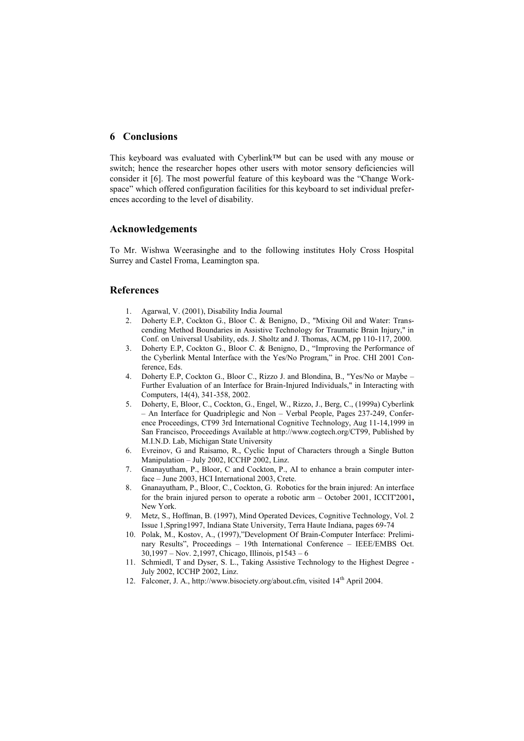## 6 Conclusions

This keyboard was evaluated with Cyberlink™ but can be used with any mouse or switch; hence the researcher hopes other users with motor sensory deficiencies will consider it [6]. The most powerful feature of this keyboard was the "Change Workspace" which offered configuration facilities for this keyboard to set individual preferences according to the level of disability.

## Acknowledgements

To Mr. Wishwa Weerasinghe and to the following institutes Holy Cross Hospital Surrey and Castel Froma, Leamington spa.

## References

1. Agarwal, V. (2001), Disability India Journal
2. Doherty E.P, Cockton G., Bloor C. & Benigno, D., "Mixing Oil and Water: Transcending Method Boundaries in Assistive Technology for Traumatic Brain Injury," in Conf. on Universal Usability, eds. J. Sholtz and J. Thomas, ACM, pp 110-117, 2000.
3. Doherty E.P, Cockton G., Bloor C. & Benigno, D., "Improving the Performance of the Cyberlink Mental Interface with the Yes/No Program," in Proc. CHI 2001 Conference, Eds.
4. Doherty E.P, Cockton G., Bloor C., Rizzo J. and Blondina, B., "Yes/No or Maybe – Further Evaluation of an Interface for Brain-Injured Individuals," in Interacting with Computers, 14(4), 341-358, 2002.
5. Doherty, E, Bloor, C., Cockton, G., Engel, W., Rizzo, J., Berg, C., (1999a) Cyberlink – An Interface for Quadriplegic and Non – Verbal People, Pages 237-249, Conference Proceedings, CT99 3rd International Cognitive Technology, Aug 11-14,1999 in San Francisco, Proceedings Available at http://www.cogtech.org/CT99, Published by M.I.N.D. Lab, Michigan State University
6. Evreinov, G and Raisamo, R., Cyclic Input of Characters through a Single Button Manipulation – July 2002, ICCHP 2002, Linz.
7. Gnanayutham, P., Bloor, C and Cockton, P., AI to enhance a brain computer interface – June 2003, HCI International 2003, Crete.
8. Gnanayutham, P., Bloor, C., Cockton, G. Robotics for the brain injured: An interface for the brain injured person to operate a robotic arm – October 2001, ICCIT'2001, New York.
9. Metz, S., Hoffman, B. (1997), Mind Operated Devices, Cognitive Technology, Vol. 2 Issue 1,Spring1997, Indiana State University, Terra Haute Indiana, pages 69-74
10. Polak, M., Kostov, A., (1997),"Development Of Brain-Computer Interface: Preliminary Results", Proceedings – 19th International Conference – IEEE/EMBS Oct. 30,1997 – Nov. 2,1997, Chicago, Illinois, p1543 – 6
11. Schmiedl, T and Dyser, S. L., Taking Assistive Technology to the Highest Degree - July 2002, ICCHP 2002, Linz.
12. Falconer, J. A., http://www.bisociety.org/about.cfm, visited 14th April 2004.